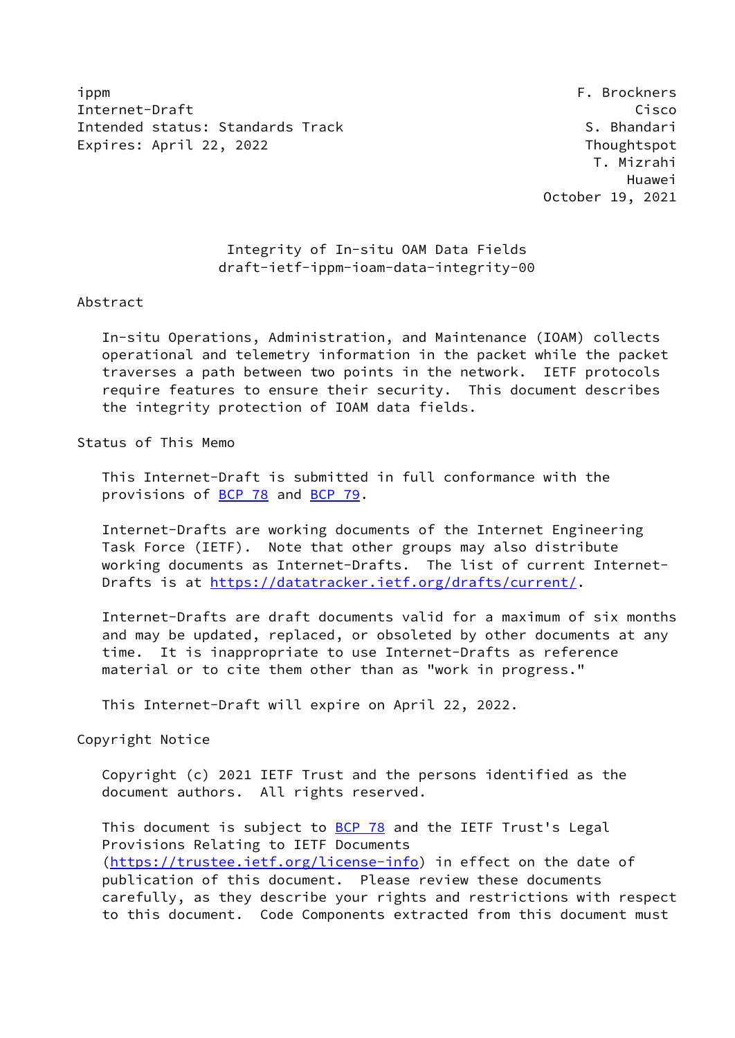ippm F. Brockners
Internet-Draft Cisco
Intended status: Standards Track S. Bhandari
Expires: April 22, 2022 Thoughtspot
T. Mizrahi
Huawei
October 19, 2021

# Integrity of In-situ OAM Data Fields
draft-ietf-ippm-ioam-data-integrity-00

## Abstract

In-situ Operations, Administration, and Maintenance (IOAM) collects operational and telemetry information in the packet while the packet traverses a path between two points in the network. IETF protocols require features to ensure their security. This document describes the integrity protection of IOAM data fields.

## Status of This Memo

This Internet-Draft is submitted in full conformance with the provisions of BCP 78 and BCP 79.

Internet-Drafts are working documents of the Internet Engineering Task Force (IETF). Note that other groups may also distribute working documents as Internet-Drafts. The list of current Internet-Drafts is at https://datatracker.ietf.org/drafts/current/.

Internet-Drafts are draft documents valid for a maximum of six months and may be updated, replaced, or obsoleted by other documents at any time. It is inappropriate to use Internet-Drafts as reference material or to cite them other than as "work in progress."

This Internet-Draft will expire on April 22, 2022.

## Copyright Notice

Copyright (c) 2021 IETF Trust and the persons identified as the document authors. All rights reserved.

This document is subject to BCP 78 and the IETF Trust's Legal Provisions Relating to IETF Documents (https://trustee.ietf.org/license-info) in effect on the date of publication of this document. Please review these documents carefully, as they describe your rights and restrictions with respect to this document. Code Components extracted from this document must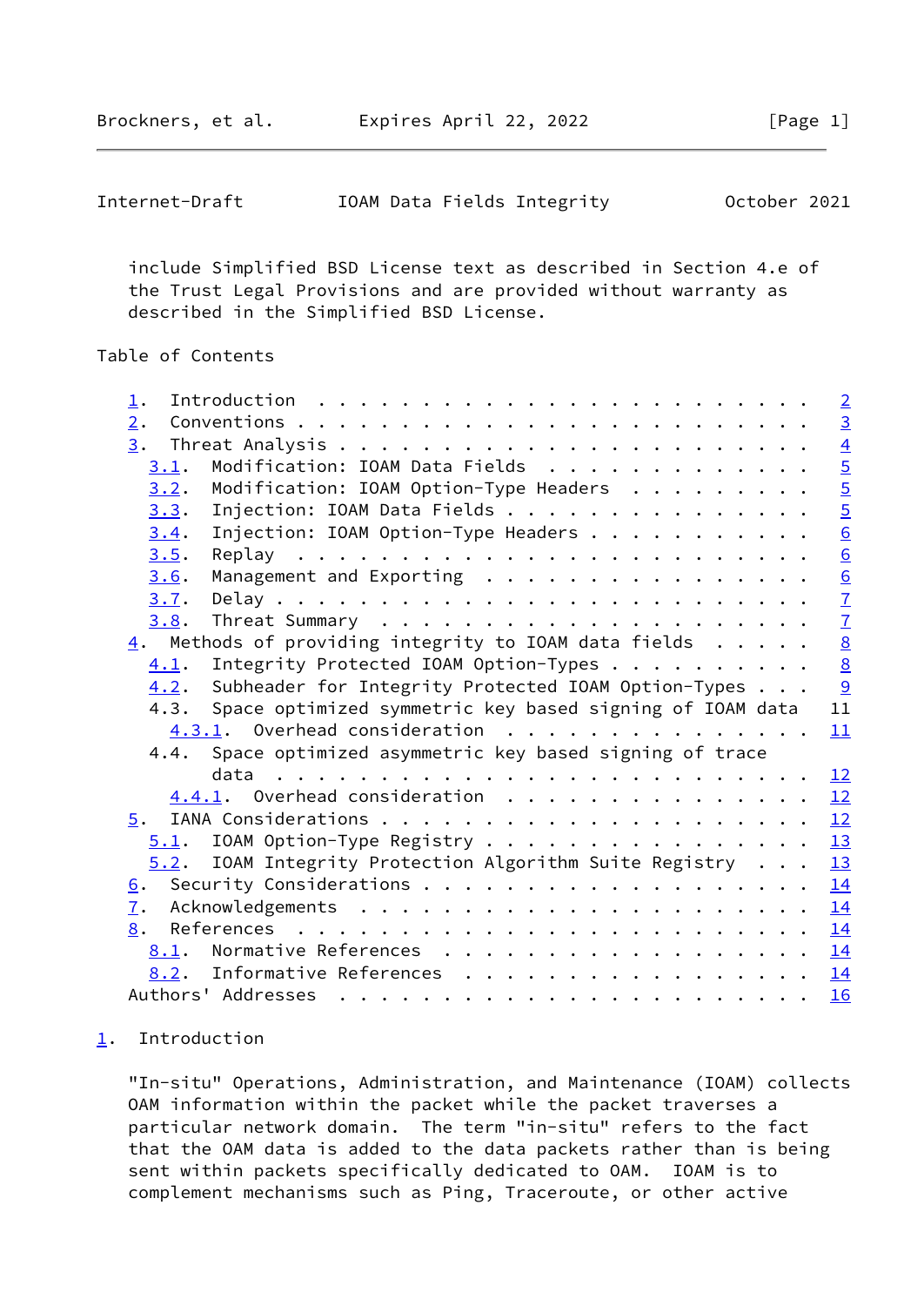include Simplified BSD License text as described in Section 4.e of the Trust Legal Provisions and are provided without warranty as described in the Simplified BSD License.

Table of Contents

- 1. Introduction . . . . . . . . . . . . . . . . . . . . . . . . 2
- 2. Conventions . . . . . . . . . . . . . . . . . . . . . . . . 3
- 3. Threat Analysis . . . . . . . . . . . . . . . . . . . . . . 4
  - 3.1. Modification: IOAM Data Fields . . . . . . . . . . . . . 5
  - 3.2. Modification: IOAM Option-Type Headers . . . . . . . . . 5
  - 3.3. Injection: IOAM Data Fields . . . . . . . . . . . . . . . 5
  - 3.4. Injection: IOAM Option-Type Headers . . . . . . . . . . . 6
  - 3.5. Replay . . . . . . . . . . . . . . . . . . . . . . . . . 6
  - 3.6. Management and Exporting . . . . . . . . . . . . . . . . 6
  - 3.7. Delay . . . . . . . . . . . . . . . . . . . . . . . . . . 7
  - 3.8. Threat Summary . . . . . . . . . . . . . . . . . . . . . 7
- 4. Methods of providing integrity to IOAM data fields . . . . . 8
  - 4.1. Integrity Protected IOAM Option-Types . . . . . . . . . . 8
  - 4.2. Subheader for Integrity Protected IOAM Option-Types . . . 9
  - 4.3. Space optimized symmetric key based signing of IOAM data 11
    - 4.3.1. Overhead consideration . . . . . . . . . . . . . . . 11
  - 4.4. Space optimized asymmetric key based signing of trace data . . . . . . . . . . . . . . . . . . . . . . . . . . 12
    - 4.4.1. Overhead consideration . . . . . . . . . . . . . . . 12
- 5. IANA Considerations . . . . . . . . . . . . . . . . . . . . 12
  - 5.1. IOAM Option-Type Registry . . . . . . . . . . . . . . . . 13
  - 5.2. IOAM Integrity Protection Algorithm Suite Registry . . . 13
- 6. Security Considerations . . . . . . . . . . . . . . . . . . 14
- 7. Acknowledgements . . . . . . . . . . . . . . . . . . . . . . 14
- 8. References . . . . . . . . . . . . . . . . . . . . . . . . . 14
  - 8.1. Normative References . . . . . . . . . . . . . . . . . . 14
  - 8.2. Informative References . . . . . . . . . . . . . . . . . 14
- Authors' Addresses . . . . . . . . . . . . . . . . . . . . . . . 16

## 1. Introduction

"In-situ" Operations, Administration, and Maintenance (IOAM) collects OAM information within the packet while the packet traverses a particular network domain. The term "in-situ" refers to the fact that the OAM data is added to the data packets rather than is being sent within packets specifically dedicated to OAM. IOAM is to complement mechanisms such as Ping, Traceroute, or other active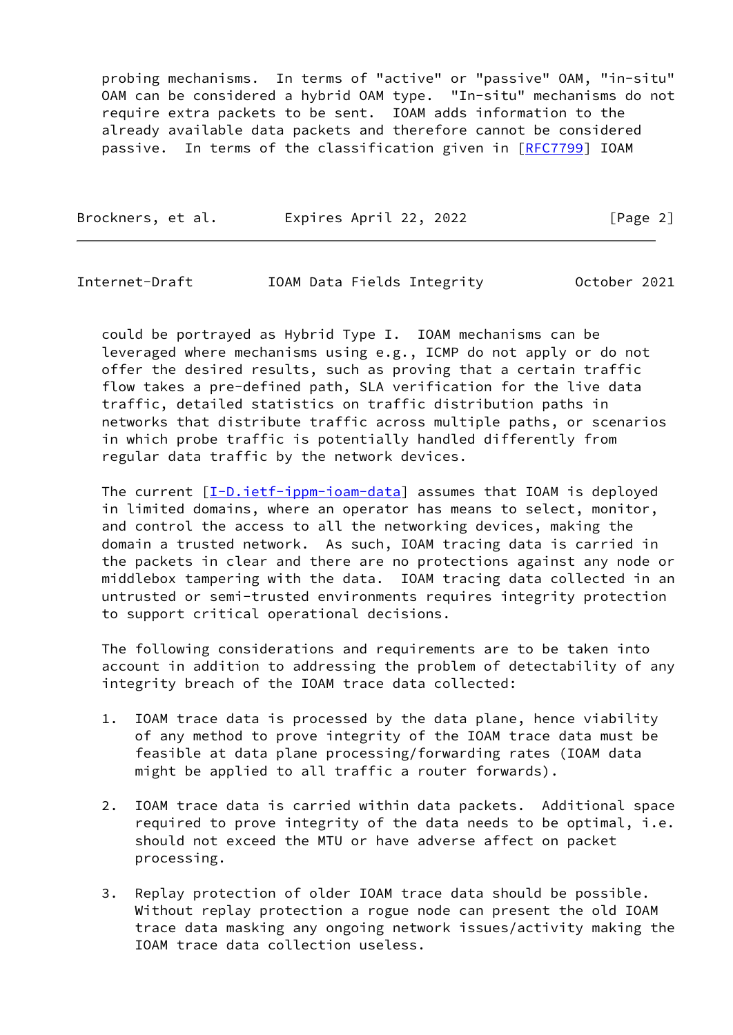probing mechanisms. In terms of "active" or "passive" OAM, "in-situ" OAM can be considered a hybrid OAM type. "In-situ" mechanisms do not require extra packets to be sent. IOAM adds information to the already available data packets and therefore cannot be considered passive. In terms of the classification given in [RFC7799] IOAM could be portrayed as Hybrid Type I. IOAM mechanisms can be leveraged where mechanisms using e.g., ICMP do not apply or do not offer the desired results, such as proving that a certain traffic flow takes a pre-defined path, SLA verification for the live data traffic, detailed statistics on traffic distribution paths in networks that distribute traffic across multiple paths, or scenarios in which probe traffic is potentially handled differently from regular data traffic by the network devices.

The current [I-D.ietf-ippm-ioam-data] assumes that IOAM is deployed in limited domains, where an operator has means to select, monitor, and control the access to all the networking devices, making the domain a trusted network. As such, IOAM tracing data is carried in the packets in clear and there are no protections against any node or middlebox tampering with the data. IOAM tracing data collected in an untrusted or semi-trusted environments requires integrity protection to support critical operational decisions.

The following considerations and requirements are to be taken into account in addition to addressing the problem of detectability of any integrity breach of the IOAM trace data collected:

1. IOAM trace data is processed by the data plane, hence viability of any method to prove integrity of the IOAM trace data must be feasible at data plane processing/forwarding rates (IOAM data might be applied to all traffic a router forwards).

2. IOAM trace data is carried within data packets. Additional space required to prove integrity of the data needs to be optimal, i.e. should not exceed the MTU or have adverse affect on packet processing.

3. Replay protection of older IOAM trace data should be possible. Without replay protection a rogue node can present the old IOAM trace data masking any ongoing network issues/activity making the IOAM trace data collection useless.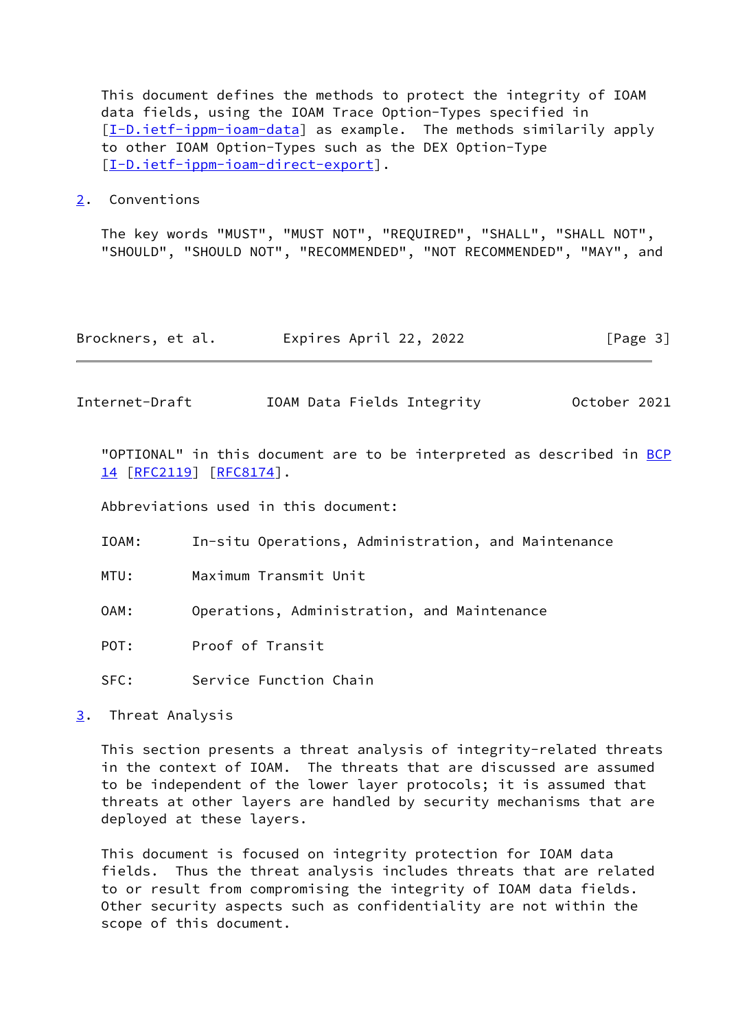This document defines the methods to protect the integrity of IOAM data fields, using the IOAM Trace Option-Types specified in [I-D.ietf-ippm-ioam-data] as example. The methods similarily apply to other IOAM Option-Types such as the DEX Option-Type [I-D.ietf-ippm-ioam-direct-export].

## 2. Conventions

The key words "MUST", "MUST NOT", "REQUIRED", "SHALL", "SHALL NOT", "SHOULD", "SHOULD NOT", "RECOMMENDED", "NOT RECOMMENDED", "MAY", and "OPTIONAL" in this document are to be interpreted as described in BCP 14 [RFC2119] [RFC8174].

Abbreviations used in this document:

- IOAM: In-situ Operations, Administration, and Maintenance
- MTU: Maximum Transmit Unit
- OAM: Operations, Administration, and Maintenance
- POT: Proof of Transit
- SFC: Service Function Chain

## 3. Threat Analysis

This section presents a threat analysis of integrity-related threats in the context of IOAM. The threats that are discussed are assumed to be independent of the lower layer protocols; it is assumed that threats at other layers are handled by security mechanisms that are deployed at these layers.

This document is focused on integrity protection for IOAM data fields. Thus the threat analysis includes threats that are related to or result from compromising the integrity of IOAM data fields. Other security aspects such as confidentiality are not within the scope of this document.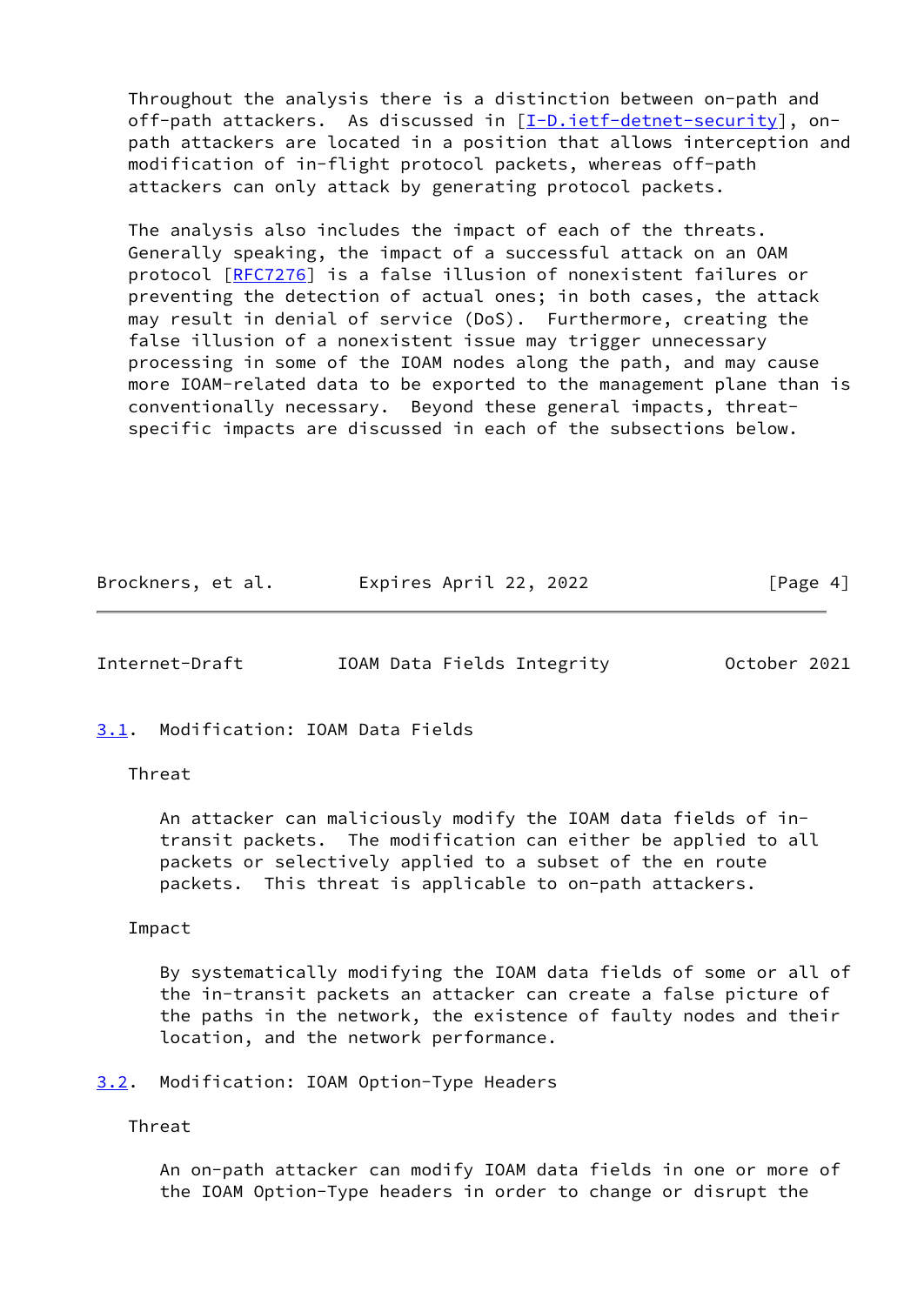Throughout the analysis there is a distinction between on-path and off-path attackers. As discussed in [I-D.ietf-detnet-security], on-path attackers are located in a position that allows interception and modification of in-flight protocol packets, whereas off-path attackers can only attack by generating protocol packets.

The analysis also includes the impact of each of the threats. Generally speaking, the impact of a successful attack on an OAM protocol [RFC7276] is a false illusion of nonexistent failures or preventing the detection of actual ones; in both cases, the attack may result in denial of service (DoS). Furthermore, creating the false illusion of a nonexistent issue may trigger unnecessary processing in some of the IOAM nodes along the path, and may cause more IOAM-related data to be exported to the management plane than is conventionally necessary. Beyond these general impacts, threat-specific impacts are discussed in each of the subsections below.

### 3.1. Modification: IOAM Data Fields

Threat

An attacker can maliciously modify the IOAM data fields of in-transit packets. The modification can either be applied to all packets or selectively applied to a subset of the en route packets. This threat is applicable to on-path attackers.

Impact

By systematically modifying the IOAM data fields of some or all of the in-transit packets an attacker can create a false picture of the paths in the network, the existence of faulty nodes and their location, and the network performance.

### 3.2. Modification: IOAM Option-Type Headers

Threat

An on-path attacker can modify IOAM data fields in one or more of the IOAM Option-Type headers in order to change or disrupt the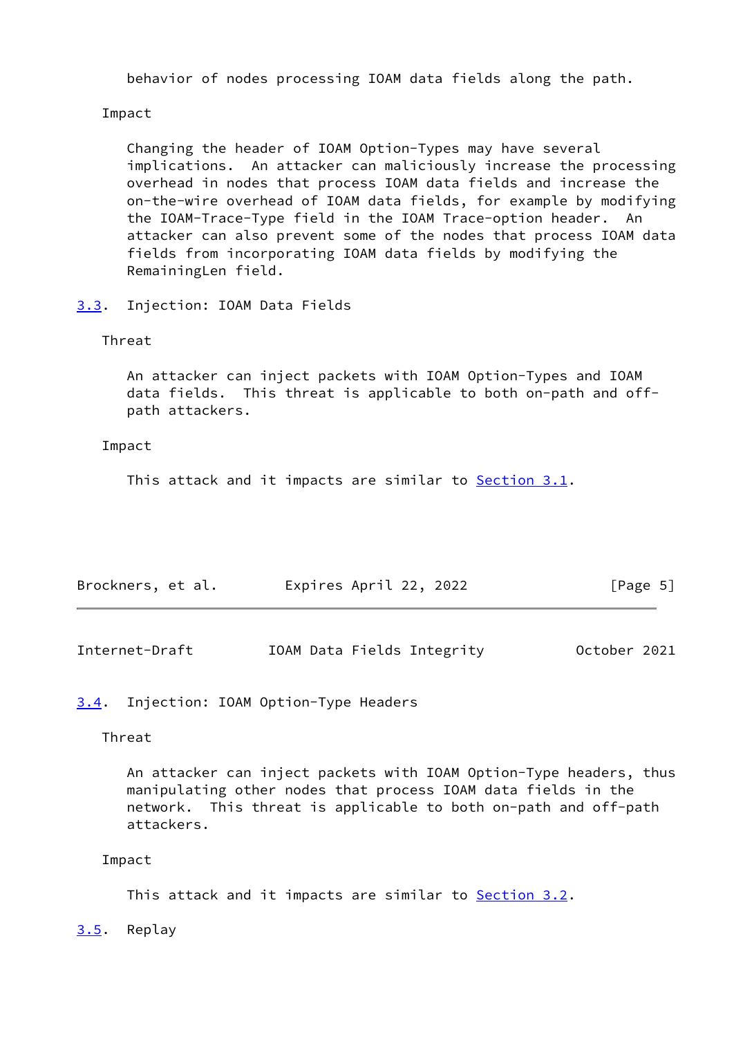behavior of nodes processing IOAM data fields along the path.

Impact

Changing the header of IOAM Option-Types may have several implications. An attacker can maliciously increase the processing overhead in nodes that process IOAM data fields and increase the on-the-wire overhead of IOAM data fields, for example by modifying the IOAM-Trace-Type field in the IOAM Trace-option header. An attacker can also prevent some of the nodes that process IOAM data fields from incorporating IOAM data fields by modifying the RemainingLen field.

### 3.3. Injection: IOAM Data Fields

Threat

An attacker can inject packets with IOAM Option-Types and IOAM data fields. This threat is applicable to both on-path and off-path attackers.

Impact

This attack and it impacts are similar to Section 3.1.

### 3.4. Injection: IOAM Option-Type Headers

Threat

An attacker can inject packets with IOAM Option-Type headers, thus manipulating other nodes that process IOAM data fields in the network. This threat is applicable to both on-path and off-path attackers.

Impact

This attack and it impacts are similar to Section 3.2.

### 3.5. Replay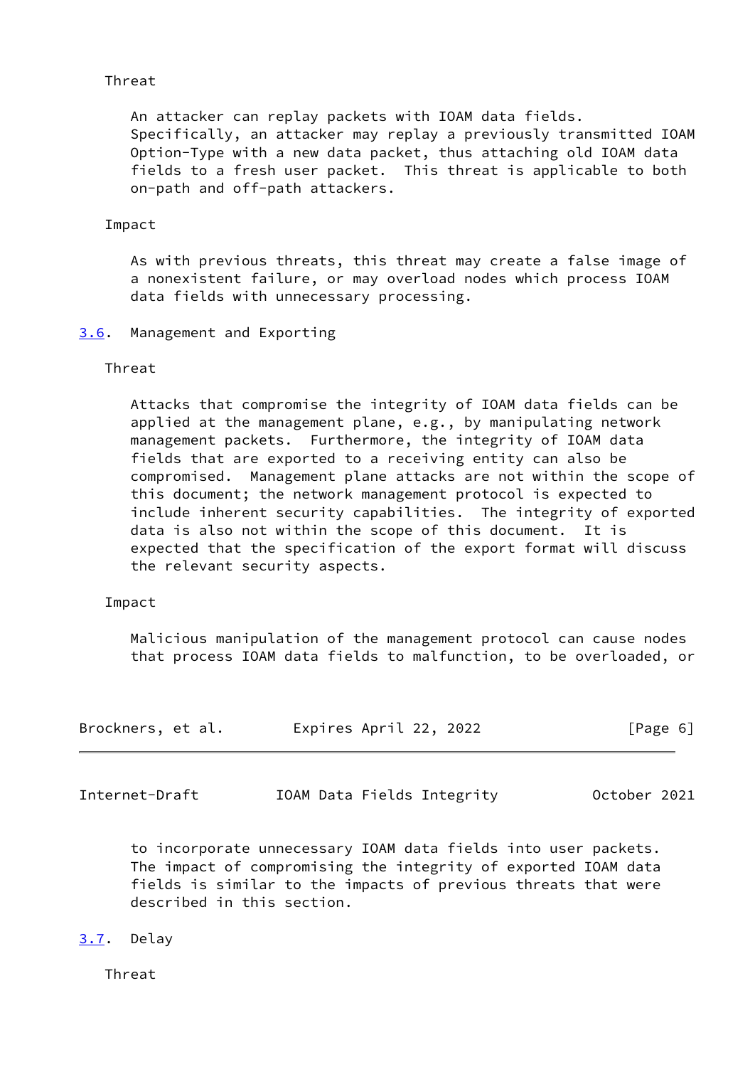Threat

An attacker can replay packets with IOAM data fields. Specifically, an attacker may replay a previously transmitted IOAM Option-Type with a new data packet, thus attaching old IOAM data fields to a fresh user packet. This threat is applicable to both on-path and off-path attackers.

Impact

As with previous threats, this threat may create a false image of a nonexistent failure, or may overload nodes which process IOAM data fields with unnecessary processing.

### 3.6. Management and Exporting

Threat

Attacks that compromise the integrity of IOAM data fields can be applied at the management plane, e.g., by manipulating network management packets. Furthermore, the integrity of IOAM data fields that are exported to a receiving entity can also be compromised. Management plane attacks are not within the scope of this document; the network management protocol is expected to include inherent security capabilities. The integrity of exported data is also not within the scope of this document. It is expected that the specification of the export format will discuss the relevant security aspects.

Impact

Malicious manipulation of the management protocol can cause nodes that process IOAM data fields to malfunction, to be overloaded, or to incorporate unnecessary IOAM data fields into user packets. The impact of compromising the integrity of exported IOAM data fields is similar to the impacts of previous threats that were described in this section.

### 3.7. Delay

Threat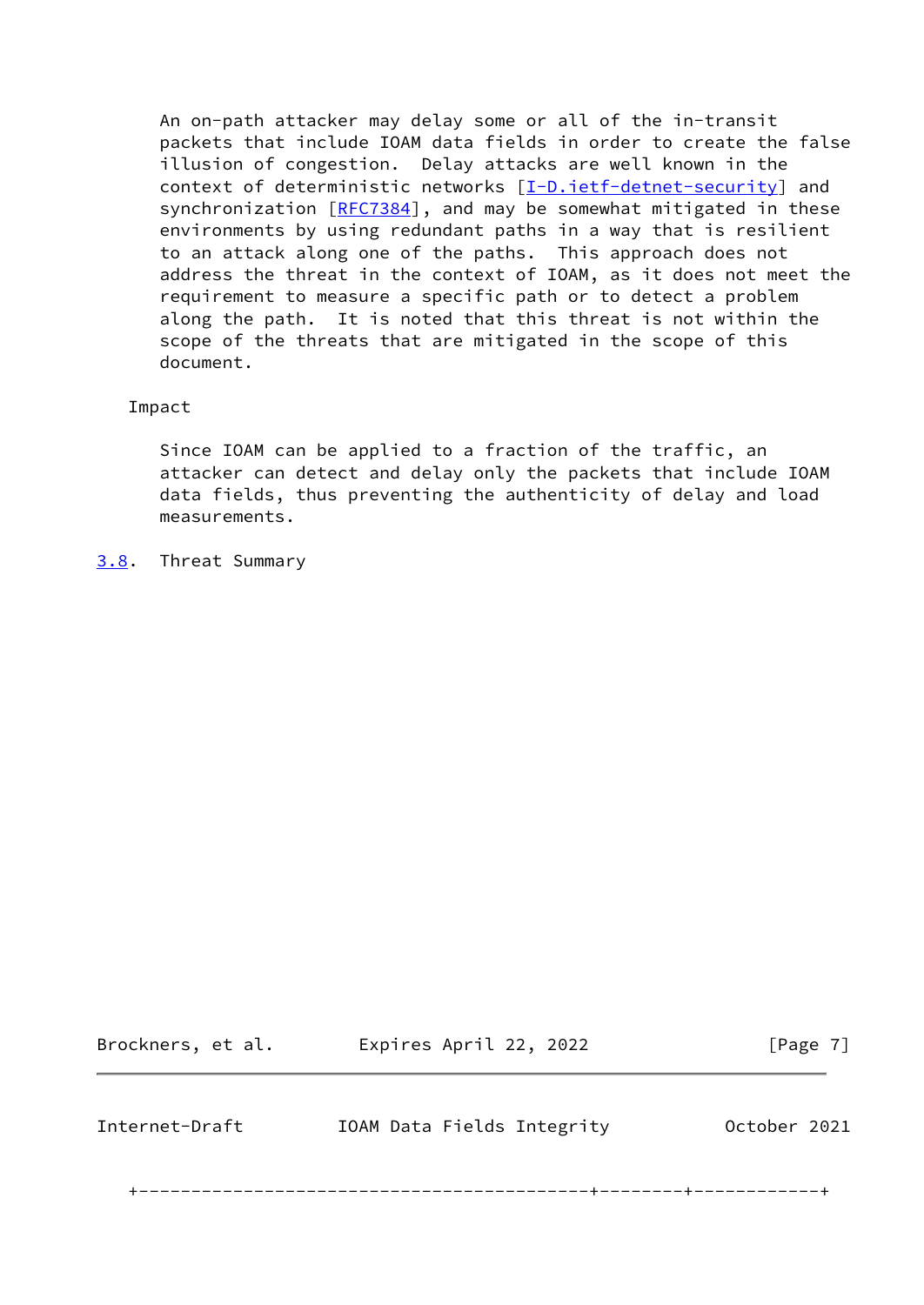An on-path attacker may delay some or all of the in-transit packets that include IOAM data fields in order to create the false illusion of congestion. Delay attacks are well known in the context of deterministic networks [I-D.ietf-detnet-security] and synchronization [RFC7384], and may be somewhat mitigated in these environments by using redundant paths in a way that is resilient to an attack along one of the paths. This approach does not address the threat in the context of IOAM, as it does not meet the requirement to measure a specific path or to detect a problem along the path. It is noted that this threat is not within the scope of the threats that are mitigated in the scope of this document.

Impact

Since IOAM can be applied to a fraction of the traffic, an attacker can detect and delay only the packets that include IOAM data fields, thus preventing the authenticity of delay and load measurements.

### 3.8. Threat Summary

```
+------------------------------------------+--------+------------+
```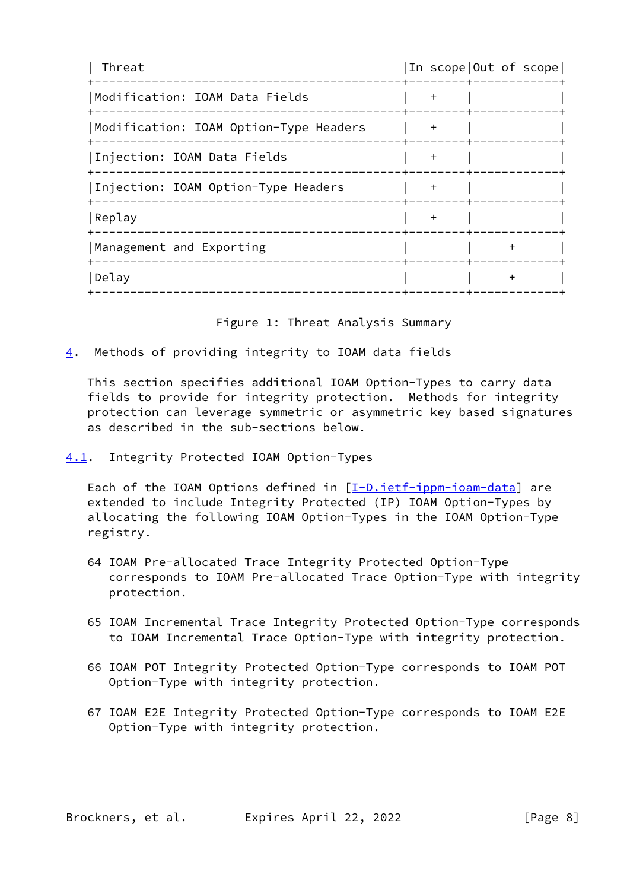| Threat | In scope | Out of scope |
| --- | --- | --- |
| Modification: IOAM Data Fields | + | |
| Modification: IOAM Option-Type Headers | + | |
| Injection: IOAM Data Fields | + | |
| Injection: IOAM Option-Type Headers | + | |
| Replay | + | |
| Management and Exporting | | + |
| Delay | | + |

Figure 1: Threat Analysis Summary

## 4. Methods of providing integrity to IOAM data fields

This section specifies additional IOAM Option-Types to carry data fields to provide for integrity protection. Methods for integrity protection can leverage symmetric or asymmetric key based signatures as described in the sub-sections below.

### 4.1. Integrity Protected IOAM Option-Types

Each of the IOAM Options defined in [I-D.ietf-ippm-ioam-data] are extended to include Integrity Protected (IP) IOAM Option-Types by allocating the following IOAM Option-Types in the IOAM Option-Type registry.

64 IOAM Pre-allocated Trace Integrity Protected Option-Type corresponds to IOAM Pre-allocated Trace Option-Type with integrity protection.

65 IOAM Incremental Trace Integrity Protected Option-Type corresponds to IOAM Incremental Trace Option-Type with integrity protection.

66 IOAM POT Integrity Protected Option-Type corresponds to IOAM POT Option-Type with integrity protection.

67 IOAM E2E Integrity Protected Option-Type corresponds to IOAM E2E Option-Type with integrity protection.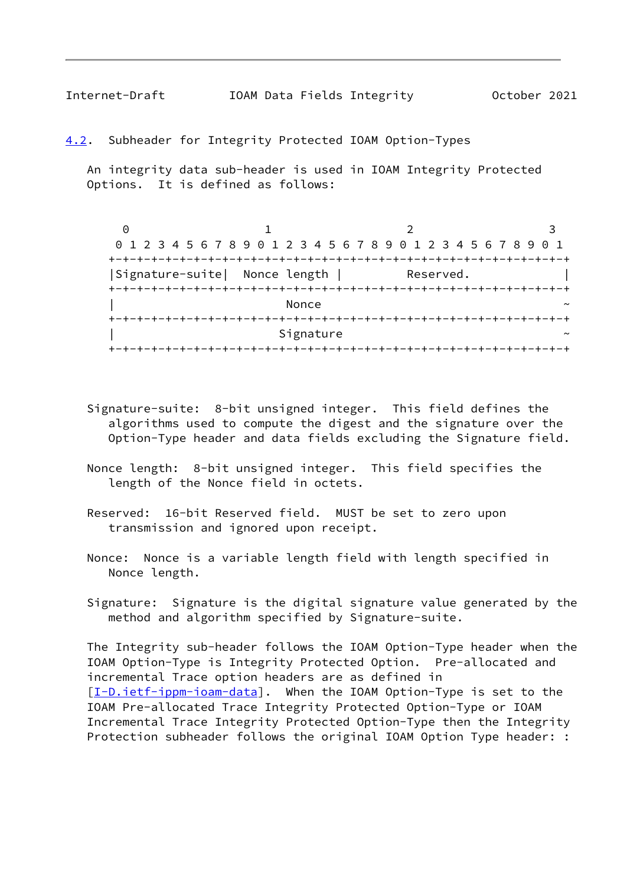### 4.2. Subheader for Integrity Protected IOAM Option-Types

An integrity data sub-header is used in IOAM Integrity Protected Options. It is defined as follows:

```
 0                   1                   2                   3
 0 1 2 3 4 5 6 7 8 9 0 1 2 3 4 5 6 7 8 9 0 1 2 3 4 5 6 7 8 9 0 1
+-+-+-+-+-+-+-+-+-+-+-+-+-+-+-+-+-+-+-+-+-+-+-+-+-+-+-+-+-+-+-+-+
|Signature-suite|  Nonce length |          Reserved.            |
+-+-+-+-+-+-+-+-+-+-+-+-+-+-+-+-+-+-+-+-+-+-+-+-+-+-+-+-+-+-+-+-+
|                           Nonce                               ~
+-+-+-+-+-+-+-+-+-+-+-+-+-+-+-+-+-+-+-+-+-+-+-+-+-+-+-+-+-+-+-+-+
|                          Signature                            ~
+-+-+-+-+-+-+-+-+-+-+-+-+-+-+-+-+-+-+-+-+-+-+-+-+-+-+-+-+-+-+-+-+
```

Signature-suite: 8-bit unsigned integer. This field defines the algorithms used to compute the digest and the signature over the Option-Type header and data fields excluding the Signature field.

Nonce length: 8-bit unsigned integer. This field specifies the length of the Nonce field in octets.

Reserved: 16-bit Reserved field. MUST be set to zero upon transmission and ignored upon receipt.

Nonce: Nonce is a variable length field with length specified in Nonce length.

Signature: Signature is the digital signature value generated by the method and algorithm specified by Signature-suite.

The Integrity sub-header follows the IOAM Option-Type header when the IOAM Option-Type is Integrity Protected Option. Pre-allocated and incremental Trace option headers are as defined in [I-D.ietf-ippm-ioam-data]. When the IOAM Option-Type is set to the IOAM Pre-allocated Trace Integrity Protected Option-Type or IOAM Incremental Trace Integrity Protected Option-Type then the Integrity Protection subheader follows the original IOAM Option Type header: :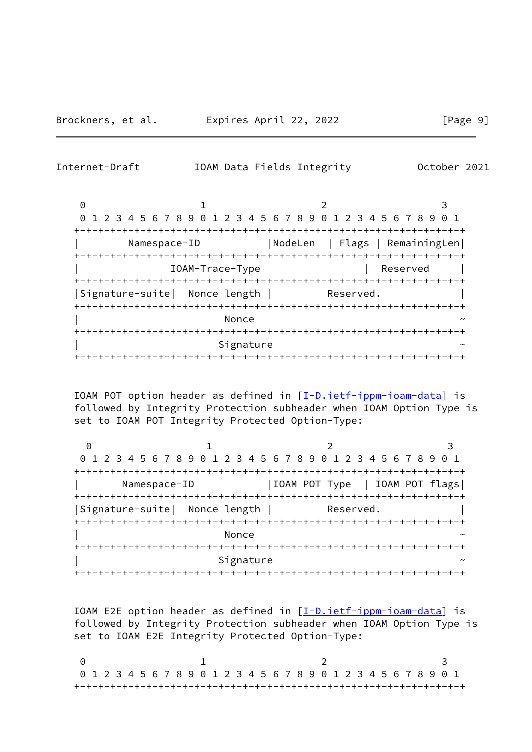```
 0                   1                   2                   3
 0 1 2 3 4 5 6 7 8 9 0 1 2 3 4 5 6 7 8 9 0 1 2 3 4 5 6 7 8 9 0 1
+-+-+-+-+-+-+-+-+-+-+-+-+-+-+-+-+-+-+-+-+-+-+-+-+-+-+-+-+-+-+-+-+
|        Namespace-ID           |NodeLen  | Flags | RemainingLen|
+-+-+-+-+-+-+-+-+-+-+-+-+-+-+-+-+-+-+-+-+-+-+-+-+-+-+-+-+-+-+-+-+
|               IOAM-Trace-Type                 |  Reserved     |
+-+-+-+-+-+-+-+-+-+-+-+-+-+-+-+-+-+-+-+-+-+-+-+-+-+-+-+-+-+-+-+-+
|Signature-suite|  Nonce length |          Reserved.            |
+-+-+-+-+-+-+-+-+-+-+-+-+-+-+-+-+-+-+-+-+-+-+-+-+-+-+-+-+-+-+-+-+
|                            Nonce                              ~
+-+-+-+-+-+-+-+-+-+-+-+-+-+-+-+-+-+-+-+-+-+-+-+-+-+-+-+-+-+-+-+-+
|                           Signature                           ~
+-+-+-+-+-+-+-+-+-+-+-+-+-+-+-+-+-+-+-+-+-+-+-+-+-+-+-+-+-+-+-+-+
```

IOAM POT option header as defined in [I-D.ietf-ippm-ioam-data] is followed by Integrity Protection subheader when IOAM Option Type is set to IOAM POT Integrity Protected Option-Type:

```
  0                   1                   2                   3
 0 1 2 3 4 5 6 7 8 9 0 1 2 3 4 5 6 7 8 9 0 1 2 3 4 5 6 7 8 9 0 1
+-+-+-+-+-+-+-+-+-+-+-+-+-+-+-+-+-+-+-+-+-+-+-+-+-+-+-+-+-+-+-+-+
|       Namespace-ID            |IOAM POT Type  | IOAM POT flags|
+-+-+-+-+-+-+-+-+-+-+-+-+-+-+-+-+-+-+-+-+-+-+-+-+-+-+-+-+-+-+-+-+
|Signature-suite|  Nonce length |          Reserved.            |
+-+-+-+-+-+-+-+-+-+-+-+-+-+-+-+-+-+-+-+-+-+-+-+-+-+-+-+-+-+-+-+-+
|                            Nonce                              ~
+-+-+-+-+-+-+-+-+-+-+-+-+-+-+-+-+-+-+-+-+-+-+-+-+-+-+-+-+-+-+-+-+
|                           Signature                           ~
+-+-+-+-+-+-+-+-+-+-+-+-+-+-+-+-+-+-+-+-+-+-+-+-+-+-+-+-+-+-+-+-+
```

IOAM E2E option header as defined in [I-D.ietf-ippm-ioam-data] is followed by Integrity Protection subheader when IOAM Option Type is set to IOAM E2E Integrity Protected Option-Type:

```
 0                   1                   2                   3
 0 1 2 3 4 5 6 7 8 9 0 1 2 3 4 5 6 7 8 9 0 1 2 3 4 5 6 7 8 9 0 1
+-+-+-+-+-+-+-+-+-+-+-+-+-+-+-+-+-+-+-+-+-+-+-+-+-+-+-+-+-+-+-+-+
```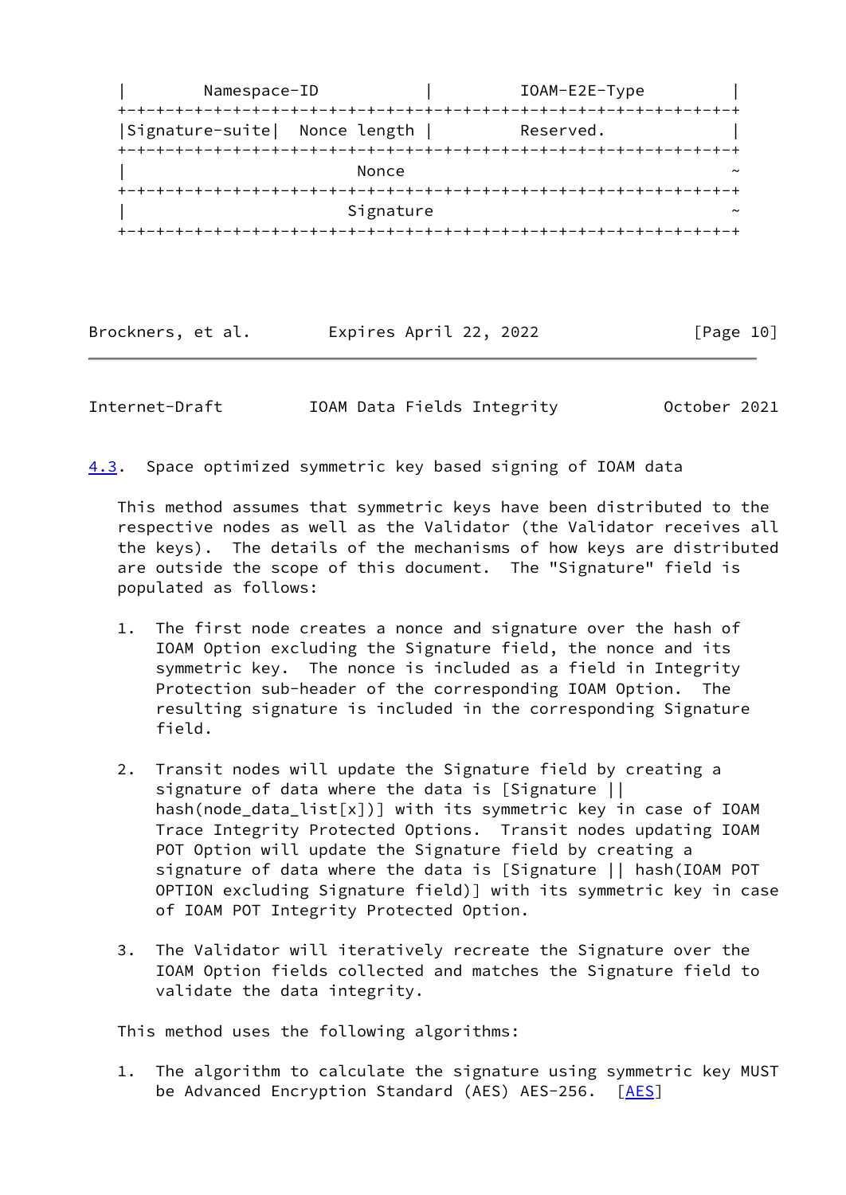```
|        Namespace-ID           |          IOAM-E2E-Type        |
+-+-+-+-+-+-+-+-+-+-+-+-+-+-+-+-+-+-+-+-+-+-+-+-+-+-+-+-+-+-+-+-+
|Signature-suite|  Nonce length |         Reserved.             |
+-+-+-+-+-+-+-+-+-+-+-+-+-+-+-+-+-+-+-+-+-+-+-+-+-+-+-+-+-+-+-+-+
|                            Nonce                              ~
+-+-+-+-+-+-+-+-+-+-+-+-+-+-+-+-+-+-+-+-+-+-+-+-+-+-+-+-+-+-+-+-+
|                          Signature                            ~
+-+-+-+-+-+-+-+-+-+-+-+-+-+-+-+-+-+-+-+-+-+-+-+-+-+-+-+-+-+-+-+-+
```

### 4.3. Space optimized symmetric key based signing of IOAM data

This method assumes that symmetric keys have been distributed to the respective nodes as well as the Validator (the Validator receives all the keys). The details of the mechanisms of how keys are distributed are outside the scope of this document. The "Signature" field is populated as follows:

1. The first node creates a nonce and signature over the hash of IOAM Option excluding the Signature field, the nonce and its symmetric key. The nonce is included as a field in Integrity Protection sub-header of the corresponding IOAM Option. The resulting signature is included in the corresponding Signature field.

2. Transit nodes will update the Signature field by creating a signature of data where the data is [Signature || hash(node_data_list[x])] with its symmetric key in case of IOAM Trace Integrity Protected Options. Transit nodes updating IOAM POT Option will update the Signature field by creating a signature of data where the data is [Signature || hash(IOAM POT OPTION excluding Signature field)] with its symmetric key in case of IOAM POT Integrity Protected Option.

3. The Validator will iteratively recreate the Signature over the IOAM Option fields collected and matches the Signature field to validate the data integrity.

This method uses the following algorithms:

1. The algorithm to calculate the signature using symmetric key MUST be Advanced Encryption Standard (AES) AES-256. [AES]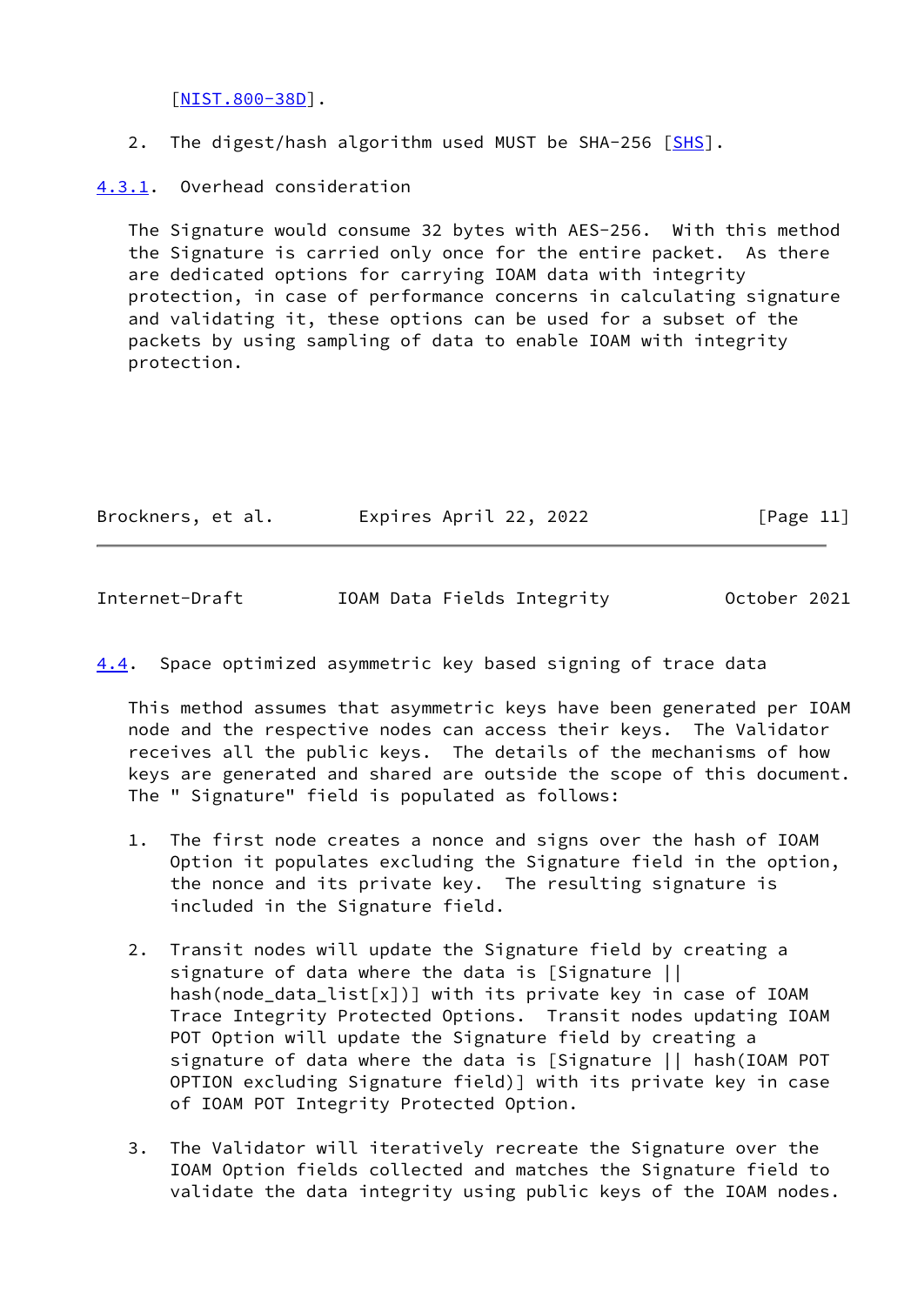[NIST.800-38D].

2. The digest/hash algorithm used MUST be SHA-256 [SHS].

#### 4.3.1. Overhead consideration

The Signature would consume 32 bytes with AES-256. With this method the Signature is carried only once for the entire packet. As there are dedicated options for carrying IOAM data with integrity protection, in case of performance concerns in calculating signature and validating it, these options can be used for a subset of the packets by using sampling of data to enable IOAM with integrity protection.

### 4.4. Space optimized asymmetric key based signing of trace data

This method assumes that asymmetric keys have been generated per IOAM node and the respective nodes can access their keys. The Validator receives all the public keys. The details of the mechanisms of how keys are generated and shared are outside the scope of this document. The " Signature" field is populated as follows:

1. The first node creates a nonce and signs over the hash of IOAM Option it populates excluding the Signature field in the option, the nonce and its private key. The resulting signature is included in the Signature field.

2. Transit nodes will update the Signature field by creating a signature of data where the data is [Signature || hash(node_data_list[x])] with its private key in case of IOAM Trace Integrity Protected Options. Transit nodes updating IOAM POT Option will update the Signature field by creating a signature of data where the data is [Signature || hash(IOAM POT OPTION excluding Signature field)] with its private key in case of IOAM POT Integrity Protected Option.

3. The Validator will iteratively recreate the Signature over the IOAM Option fields collected and matches the Signature field to validate the data integrity using public keys of the IOAM nodes.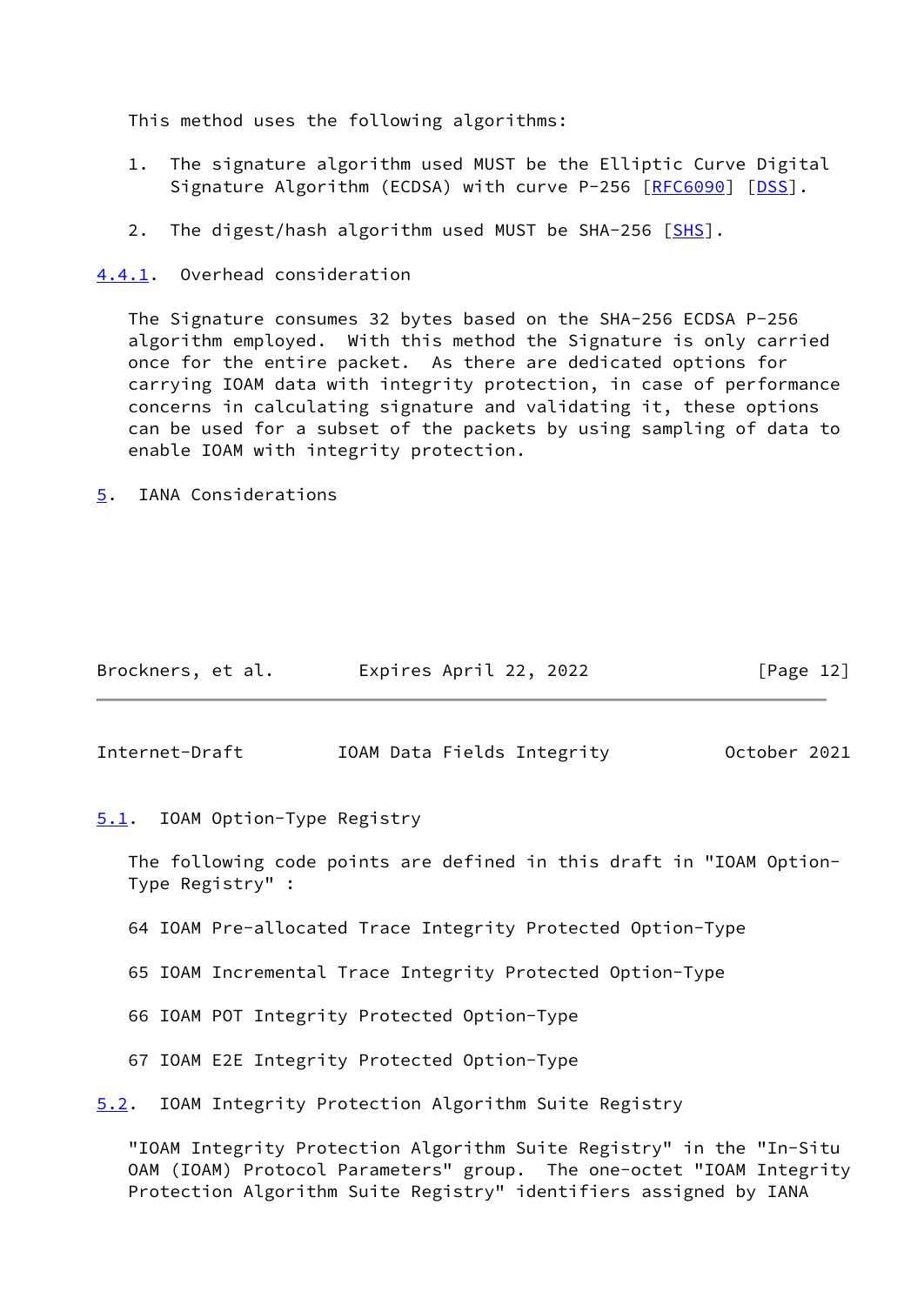This method uses the following algorithms:

1. The signature algorithm used MUST be the Elliptic Curve Digital Signature Algorithm (ECDSA) with curve P-256 [RFC6090] [DSS].

2. The digest/hash algorithm used MUST be SHA-256 [SHS].

### 4.4.1. Overhead consideration

The Signature consumes 32 bytes based on the SHA-256 ECDSA P-256 algorithm employed. With this method the Signature is only carried once for the entire packet. As there are dedicated options for carrying IOAM data with integrity protection, in case of performance concerns in calculating signature and validating it, these options can be used for a subset of the packets by using sampling of data to enable IOAM with integrity protection.

## 5. IANA Considerations

### 5.1. IOAM Option-Type Registry

The following code points are defined in this draft in "IOAM Option-Type Registry" :

64 IOAM Pre-allocated Trace Integrity Protected Option-Type

65 IOAM Incremental Trace Integrity Protected Option-Type

66 IOAM POT Integrity Protected Option-Type

67 IOAM E2E Integrity Protected Option-Type

### 5.2. IOAM Integrity Protection Algorithm Suite Registry

"IOAM Integrity Protection Algorithm Suite Registry" in the "In-Situ OAM (IOAM) Protocol Parameters" group. The one-octet "IOAM Integrity Protection Algorithm Suite Registry" identifiers assigned by IANA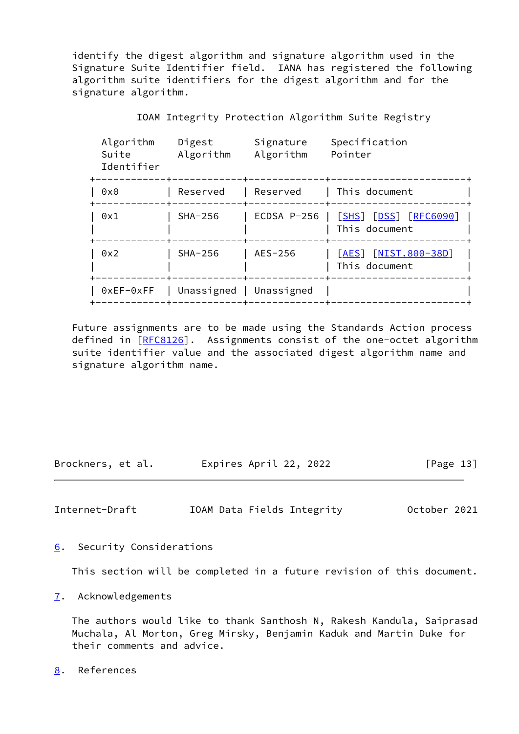identify the digest algorithm and signature algorithm used in the Signature Suite Identifier field. IANA has registered the following algorithm suite identifiers for the digest algorithm and for the signature algorithm.

IOAM Integrity Protection Algorithm Suite Registry

| Algorithm Suite Identifier | Digest Algorithm | Signature Algorithm | Specification Pointer |
|---|---|---|---|
| 0x0 | Reserved | Reserved | This document |
| 0x1 | SHA-256 | ECDSA P-256 | [SHS] [DSS] [RFC6090] This document |
| 0x2 | SHA-256 | AES-256 | [AES] [NIST.800-38D] This document |
| 0xEF-0xFF | Unassigned | Unassigned | |

Future assignments are to be made using the Standards Action process defined in [RFC8126]. Assignments consist of the one-octet algorithm suite identifier value and the associated digest algorithm name and signature algorithm name.

## 6. Security Considerations

This section will be completed in a future revision of this document.

## 7. Acknowledgements

The authors would like to thank Santhosh N, Rakesh Kandula, Saiprasad Muchala, Al Morton, Greg Mirsky, Benjamin Kaduk and Martin Duke for their comments and advice.

## 8. References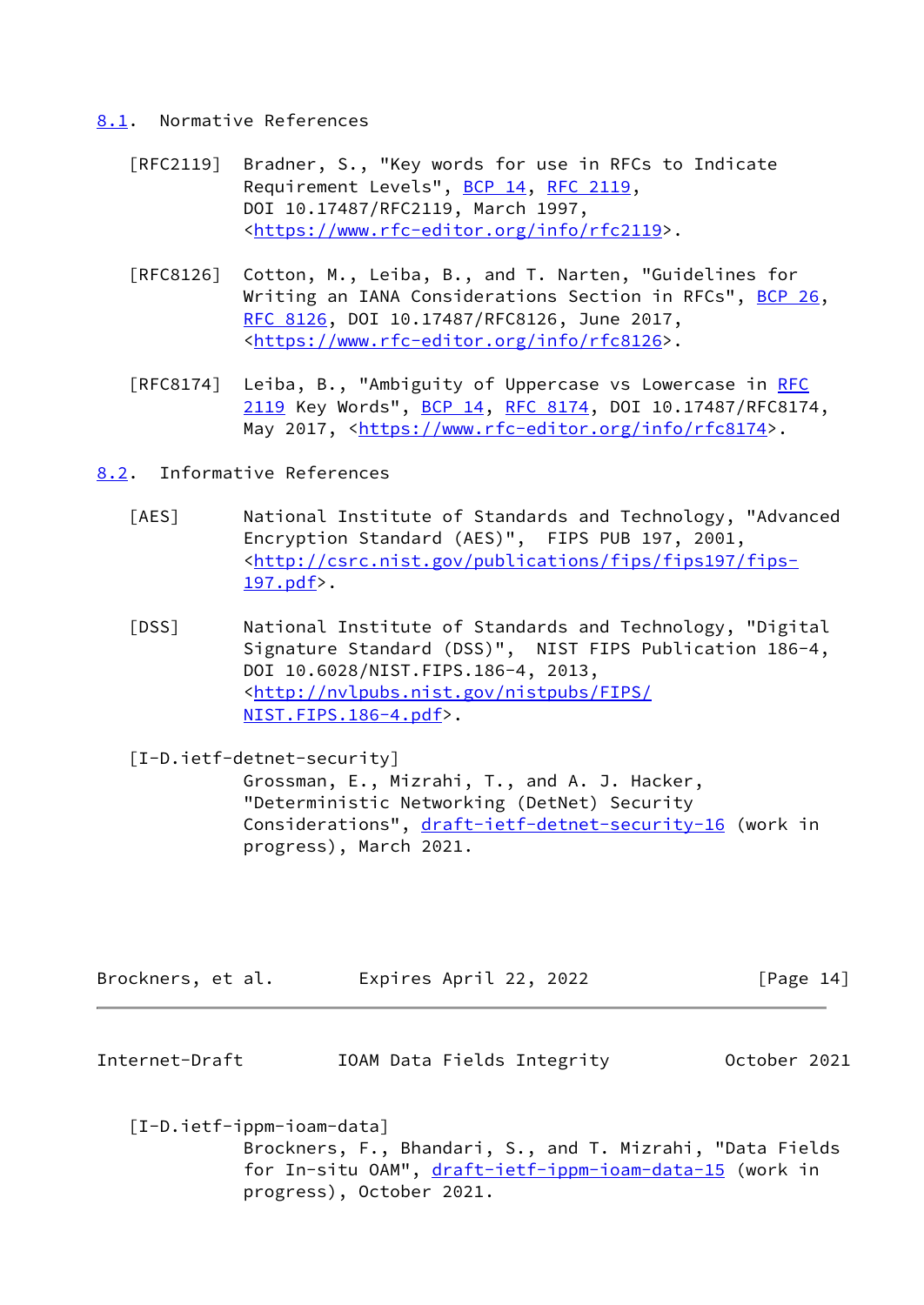## 8.1. Normative References

[RFC2119] Bradner, S., "Key words for use in RFCs to Indicate Requirement Levels", BCP 14, RFC 2119, DOI 10.17487/RFC2119, March 1997, <https://www.rfc-editor.org/info/rfc2119>.

[RFC8126] Cotton, M., Leiba, B., and T. Narten, "Guidelines for Writing an IANA Considerations Section in RFCs", BCP 26, RFC 8126, DOI 10.17487/RFC8126, June 2017, <https://www.rfc-editor.org/info/rfc8126>.

[RFC8174] Leiba, B., "Ambiguity of Uppercase vs Lowercase in RFC 2119 Key Words", BCP 14, RFC 8174, DOI 10.17487/RFC8174, May 2017, <https://www.rfc-editor.org/info/rfc8174>.

## 8.2. Informative References

[AES] National Institute of Standards and Technology, "Advanced Encryption Standard (AES)", FIPS PUB 197, 2001, <http://csrc.nist.gov/publications/fips/fips197/fips-197.pdf>.

[DSS] National Institute of Standards and Technology, "Digital Signature Standard (DSS)", NIST FIPS Publication 186-4, DOI 10.6028/NIST.FIPS.186-4, 2013, <http://nvlpubs.nist.gov/nistpubs/FIPS/NIST.FIPS.186-4.pdf>.

[I-D.ietf-detnet-security] Grossman, E., Mizrahi, T., and A. J. Hacker, "Deterministic Networking (DetNet) Security Considerations", draft-ietf-detnet-security-16 (work in progress), March 2021.

[I-D.ietf-ippm-ioam-data] Brockners, F., Bhandari, S., and T. Mizrahi, "Data Fields for In-situ OAM", draft-ietf-ippm-ioam-data-15 (work in progress), October 2021.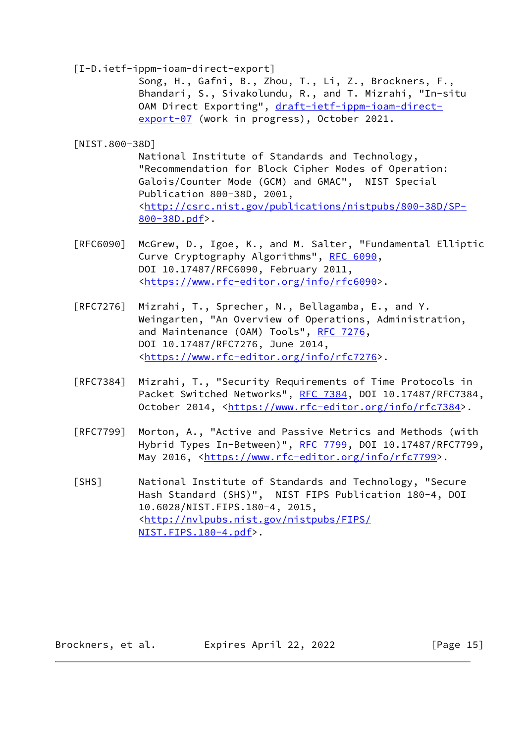[I-D.ietf-ippm-ioam-direct-export]
Song, H., Gafni, B., Zhou, T., Li, Z., Brockners, F., Bhandari, S., Sivakolundu, R., and T. Mizrahi, "In-situ OAM Direct Exporting", draft-ietf-ippm-ioam-direct-export-07 (work in progress), October 2021.

[NIST.800-38D]
National Institute of Standards and Technology, "Recommendation for Block Cipher Modes of Operation: Galois/Counter Mode (GCM) and GMAC", NIST Special Publication 800-38D, 2001, <http://csrc.nist.gov/publications/nistpubs/800-38D/SP-800-38D.pdf>.

[RFC6090] McGrew, D., Igoe, K., and M. Salter, "Fundamental Elliptic Curve Cryptography Algorithms", RFC 6090, DOI 10.17487/RFC6090, February 2011, <https://www.rfc-editor.org/info/rfc6090>.

[RFC7276] Mizrahi, T., Sprecher, N., Bellagamba, E., and Y. Weingarten, "An Overview of Operations, Administration, and Maintenance (OAM) Tools", RFC 7276, DOI 10.17487/RFC7276, June 2014, <https://www.rfc-editor.org/info/rfc7276>.

[RFC7384] Mizrahi, T., "Security Requirements of Time Protocols in Packet Switched Networks", RFC 7384, DOI 10.17487/RFC7384, October 2014, <https://www.rfc-editor.org/info/rfc7384>.

[RFC7799] Morton, A., "Active and Passive Metrics and Methods (with Hybrid Types In-Between)", RFC 7799, DOI 10.17487/RFC7799, May 2016, <https://www.rfc-editor.org/info/rfc7799>.

[SHS] National Institute of Standards and Technology, "Secure Hash Standard (SHS)", NIST FIPS Publication 180-4, DOI 10.6028/NIST.FIPS.180-4, 2015, <http://nvlpubs.nist.gov/nistpubs/FIPS/NIST.FIPS.180-4.pdf>.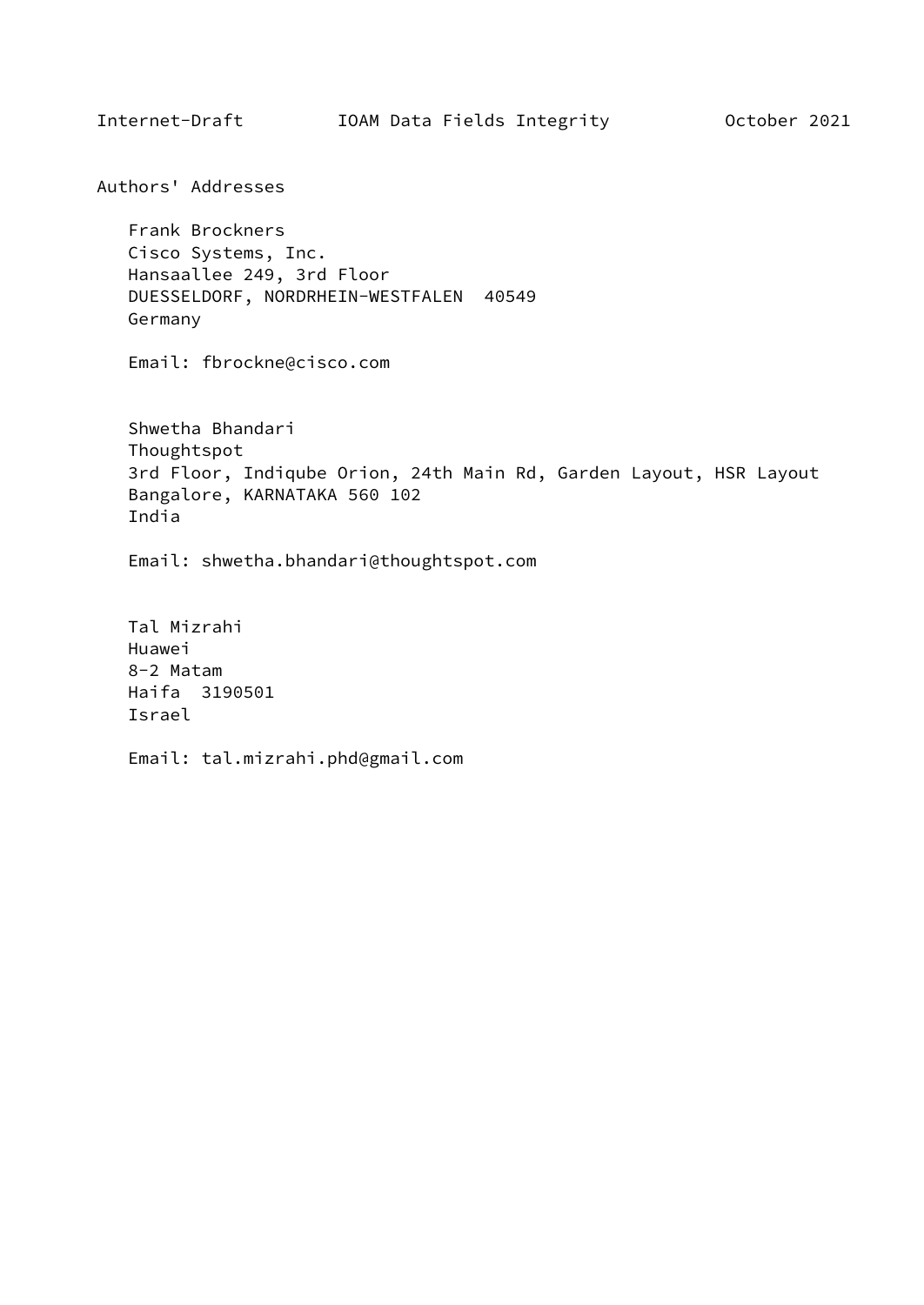## Authors' Addresses

Frank Brockners
Cisco Systems, Inc.
Hansaallee 249, 3rd Floor
DUESSELDORF, NORDRHEIN-WESTFALEN  40549
Germany

Email: fbrockne@cisco.com

Shwetha Bhandari
Thoughtspot
3rd Floor, Indiqube Orion, 24th Main Rd, Garden Layout, HSR Layout
Bangalore, KARNATAKA 560 102
India

Email: shwetha.bhandari@thoughtspot.com

Tal Mizrahi
Huawei
8-2 Matam
Haifa  3190501
Israel

Email: tal.mizrahi.phd@gmail.com